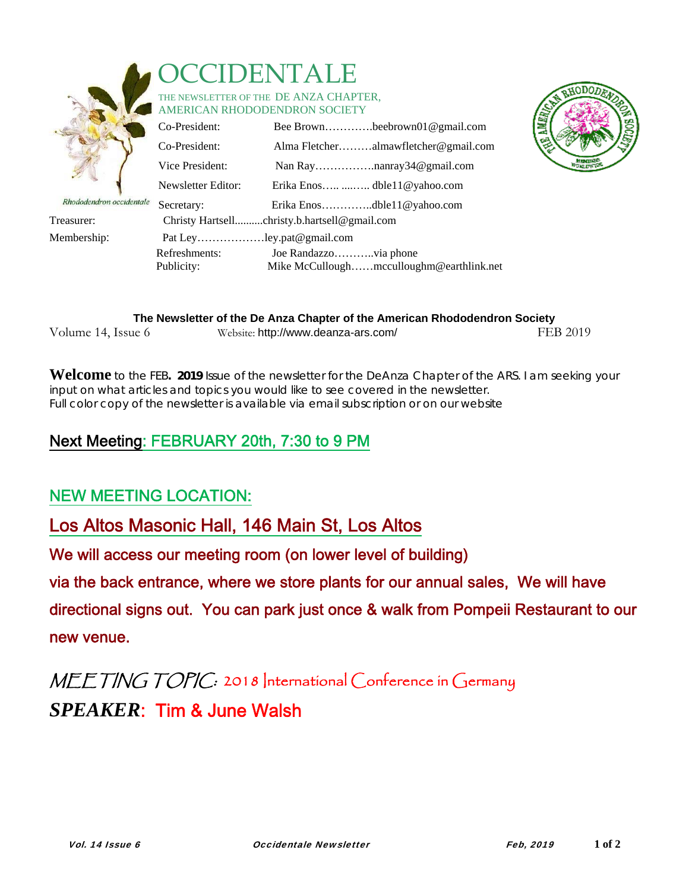# OCCIDENTALE

THE NEWSLETTER OF THE DE ANZA CHAPTER, AMERICAN RHODODENDRON SOCIETY

*Rhododendron occidentale*

| | |
|---|---|
| Co-President: | Bee Brown…………beebrown01@gmail.com |
| Co-President: | Alma Fletcher………almawfletcher@gmail.com |
| Vice President: | Nan Ray…………….nanray34@gmail.com |
| Newsletter Editor: | Erika Enos….. ...….. dble11@yahoo.com |
| Secretary: | Erika Enos…………..dble11@yahoo.com |
| Treasurer: | Christy Hartsell..........christy.b.hartsell@gmail.com |
| Membership: | Pat Ley………………ley.pat@gmail.com |
| Refreshments: | Joe Randazzo………..via phone |
| Publicity: | Mike McCullough……mcculloughm@earthlink.net |

**The Newsletter of the De Anza Chapter of the American Rhododendron Society**

Volume 14, Issue 6 — Website: http://www.deanza-ars.com/ — FEB 2019

**Welcome** to the FEB**. 2019** Issue of the newsletter for the DeAnza Chapter of the ARS. I am seeking your input on what articles and topics you would like to see covered in the newsletter.
Full color copy of the newsletter is available via email subscription or on our website

## Next Meeting: FEBRUARY 20th, 7:30 to 9 PM

## NEW MEETING LOCATION:

## Los Altos Masonic Hall, 146 Main St, Los Altos

**We will access our meeting room (on lower level of building) via the back entrance, where we store plants for our annual sales, We will have directional signs out. You can park just once & walk from Pompeii Restaurant to our new venue.**

## *MEETING TOPIC:* 2018 International Conference in Germany

## ***SPEAKER***: Tim & June Walsh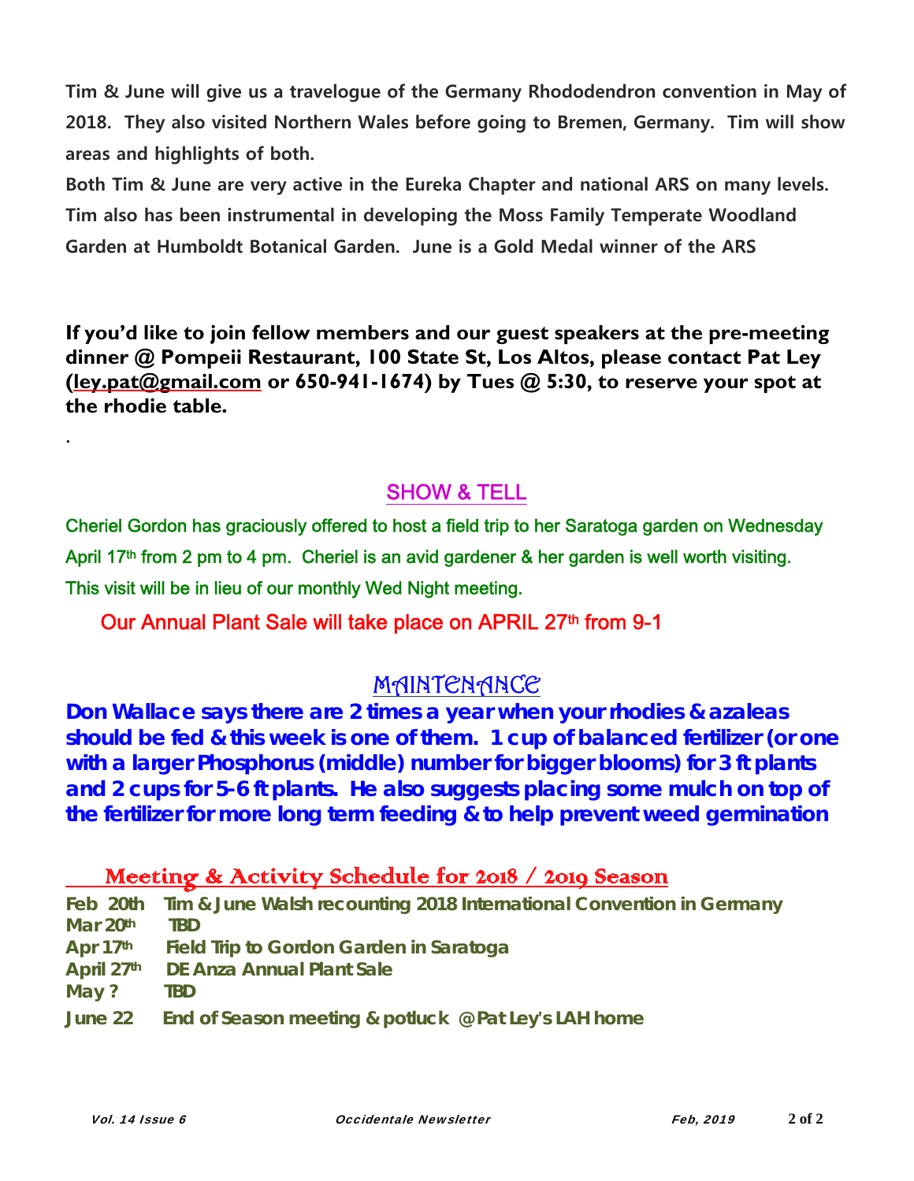**Tim & June will give us a travelogue of the Germany Rhododendron convention in May of 2018. They also visited Northern Wales before going to Bremen, Germany. Tim will show areas and highlights of both.**

**Both Tim & June are very active in the Eureka Chapter and national ARS on many levels. Tim also has been instrumental in developing the Moss Family Temperate Woodland Garden at Humboldt Botanical Garden. June is a Gold Medal winner of the ARS**

**If you'd like to join fellow members and our guest speakers at the pre-meeting dinner @ Pompeii Restaurant, 100 State St, Los Altos, please contact Pat Ley (ley.pat@gmail.com or 650-941-1674) by Tues @ 5:30, to reserve your spot at the rhodie table.**

.

## SHOW & TELL

Cheriel Gordon has graciously offered to host a field trip to her Saratoga garden on Wednesday April 17th from 2 pm to 4 pm. Cheriel is an avid gardener & her garden is well worth visiting. This visit will be in lieu of our monthly Wed Night meeting.

Our Annual Plant Sale will take place on APRIL 27th from 9-1

## MAINTENANCE

**Don Wallace says there are 2 times a year when your rhodies & azaleas should be fed & this week is one of them. 1 cup of balanced fertilizer (or one with a larger Phosphorus (middle) number for bigger blooms) for 3 ft plants and 2 cups for 5-6 ft plants. He also suggests placing some mulch on top of the fertilizer for more long term feeding & to help prevent weed germination**

## Meeting & Activity Schedule for 2018 / 2019 Season

**Feb 20th** Tim & June Walsh recounting 2018 International Convention in Germany
**Mar 20th** TBD
**Apr 17th** Field Trip to Gordon Garden in Saratoga
**April 27th** DE Anza Annual Plant Sale
**May ?** TBD
**June 22** End of Season meeting & potluck @Pat Ley's LAH home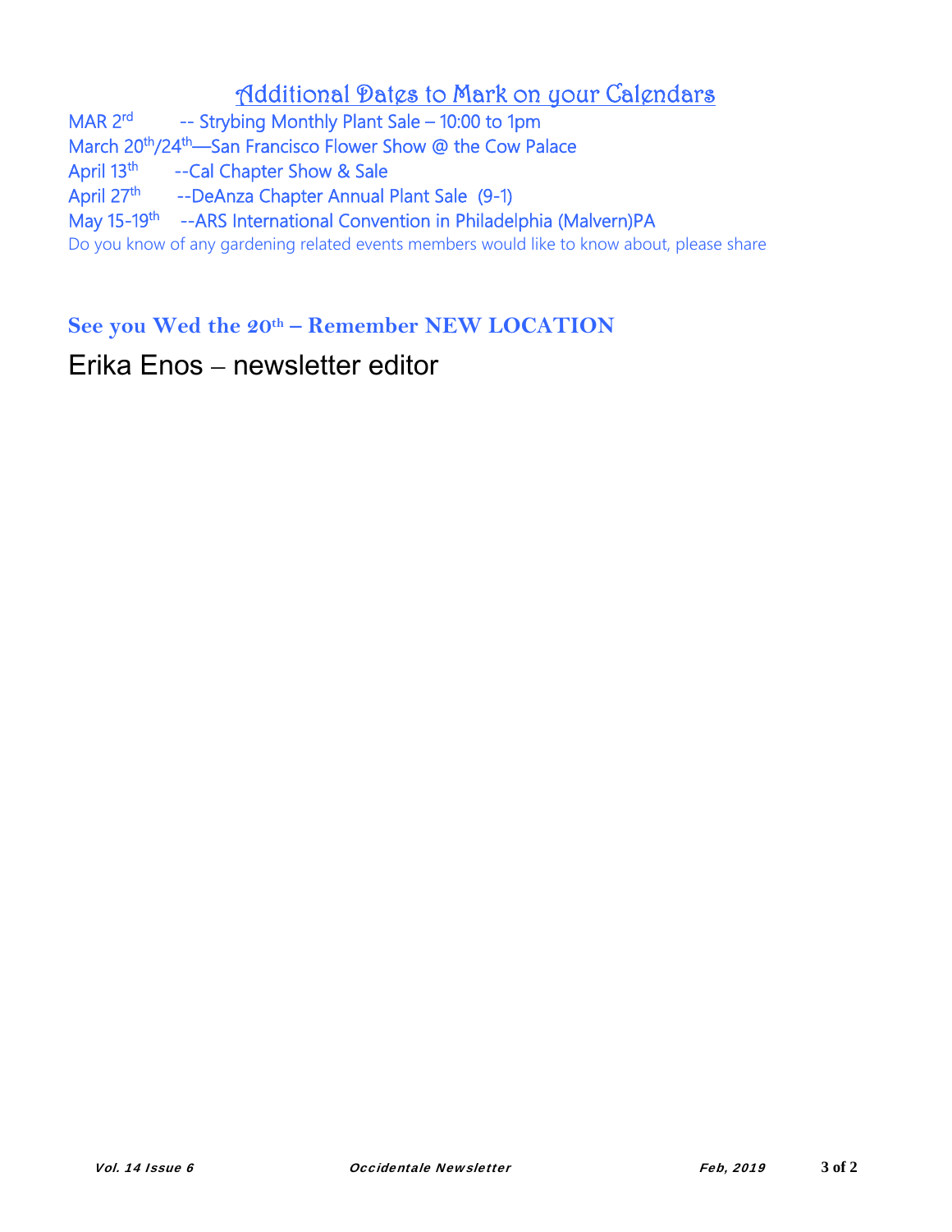## Additional Dates to Mark on your Calendars

MAR 2rd -- Strybing Monthly Plant Sale – 10:00 to 1pm

March 20th/24th—San Francisco Flower Show @ the Cow Palace

April 13th --Cal Chapter Show & Sale

April 27th --DeAnza Chapter Annual Plant Sale (9-1)

May 15-19th --ARS International Convention in Philadelphia (Malvern)PA

Do you know of any gardening related events members would like to know about, please share

**See you Wed the 20th – Remember NEW LOCATION**

Erika Enos – newsletter editor